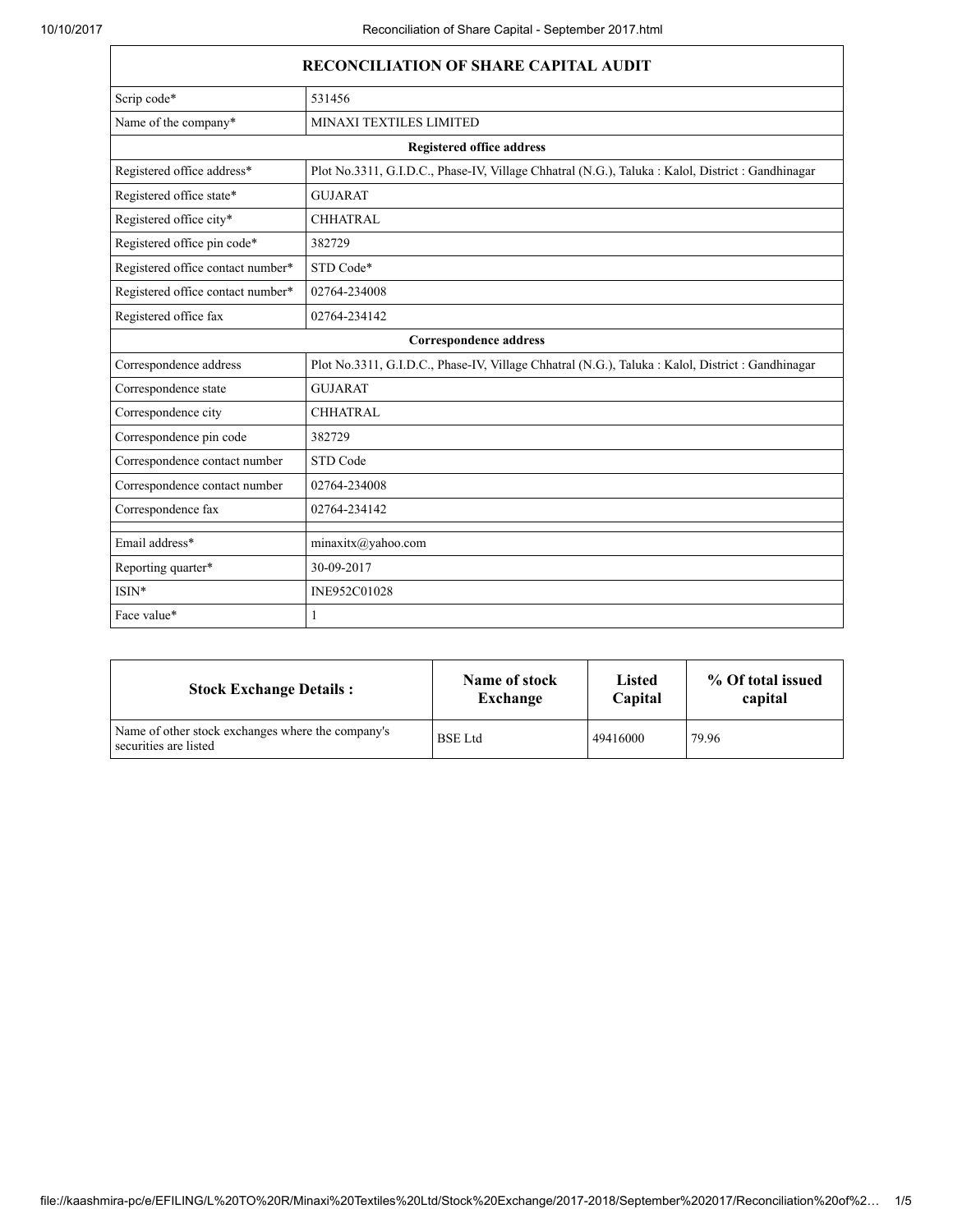| RECONCILIATION OF SHARE CAPITAL AUDIT | |
|---|---|
| Scrip code* | 531456 |
| Name of the company* | MINAXI TEXTILES LIMITED |
| **Registered office address** | |
| Registered office address* | Plot No.3311, G.I.D.C., Phase-IV, Village Chhatral (N.G.), Taluka : Kalol, District : Gandhinagar |
| Registered office state* | GUJARAT |
| Registered office city* | CHHATRAL |
| Registered office pin code* | 382729 |
| Registered office contact number* | STD Code* |
| Registered office contact number* | 02764-234008 |
| Registered office fax | 02764-234142 |
| **Correspondence address** | |
| Correspondence address | Plot No.3311, G.I.D.C., Phase-IV, Village Chhatral (N.G.), Taluka : Kalol, District : Gandhinagar |
| Correspondence state | GUJARAT |
| Correspondence city | CHHATRAL |
| Correspondence pin code | 382729 |
| Correspondence contact number | STD Code |
| Correspondence contact number | 02764-234008 |
| Correspondence fax | 02764-234142 |
| | |
| Email address* | minaxitx@yahoo.com |
| Reporting quarter* | 30-09-2017 |
| ISIN* | INE952C01028 |
| Face value* | 1 |

| Stock Exchange Details : | Name of stock Exchange | Listed Capital | % Of total issued capital |
|---|---|---|---|
| Name of other stock exchanges where the company's securities are listed | BSE Ltd | 49416000 | 79.96 |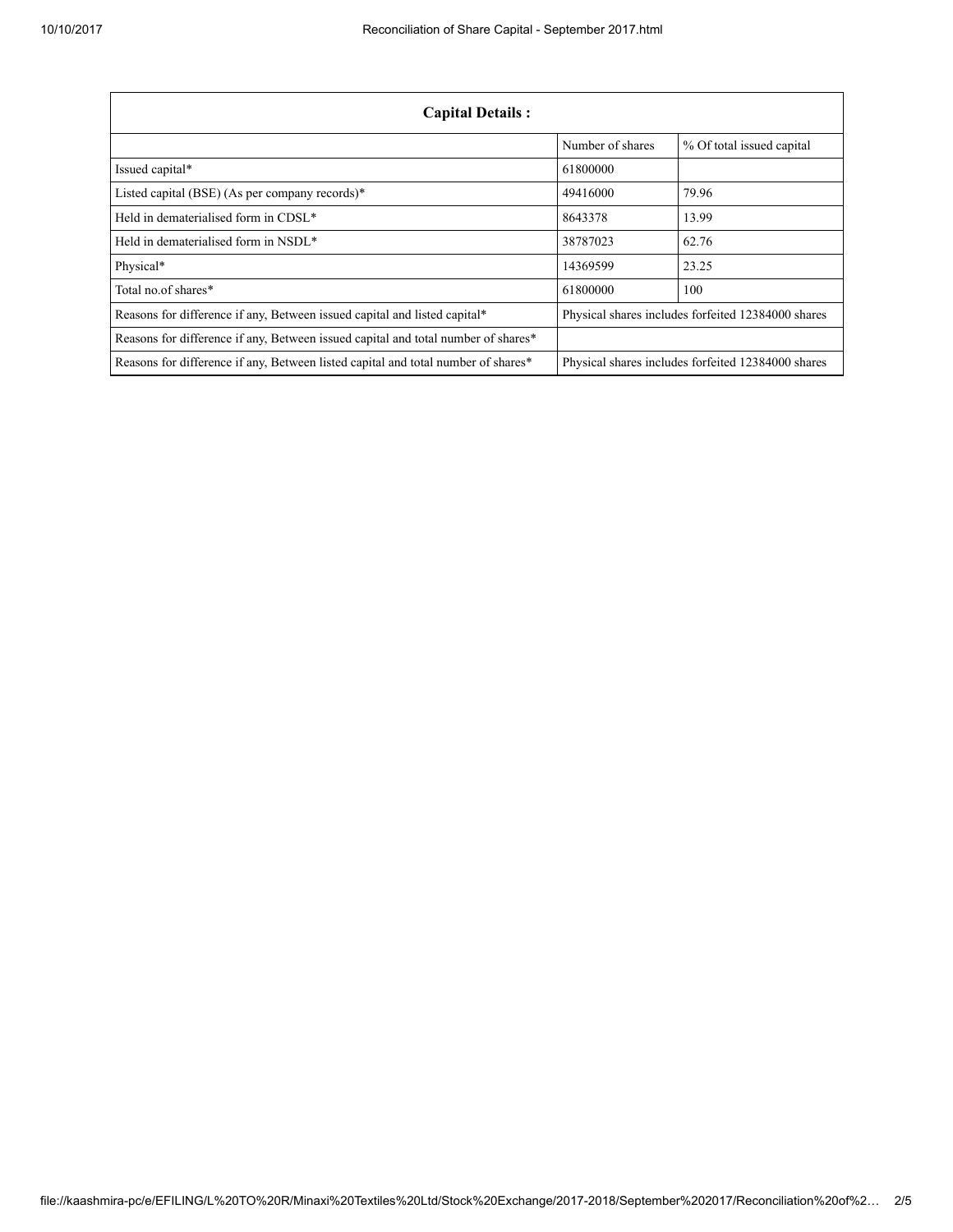| Capital Details : | | |
|---|---|---|
| | Number of shares | % Of total issued capital |
| Issued capital* | 61800000 | |
| Listed capital (BSE) (As per company records)* | 49416000 | 79.96 |
| Held in dematerialised form in CDSL* | 8643378 | 13.99 |
| Held in dematerialised form in NSDL* | 38787023 | 62.76 |
| Physical* | 14369599 | 23.25 |
| Total no.of shares* | 61800000 | 100 |
| Reasons for difference if any, Between issued capital and listed capital* | Physical shares includes forfeited 12384000 shares | |
| Reasons for difference if any, Between issued capital and total number of shares* | | |
| Reasons for difference if any, Between listed capital and total number of shares* | Physical shares includes forfeited 12384000 shares | |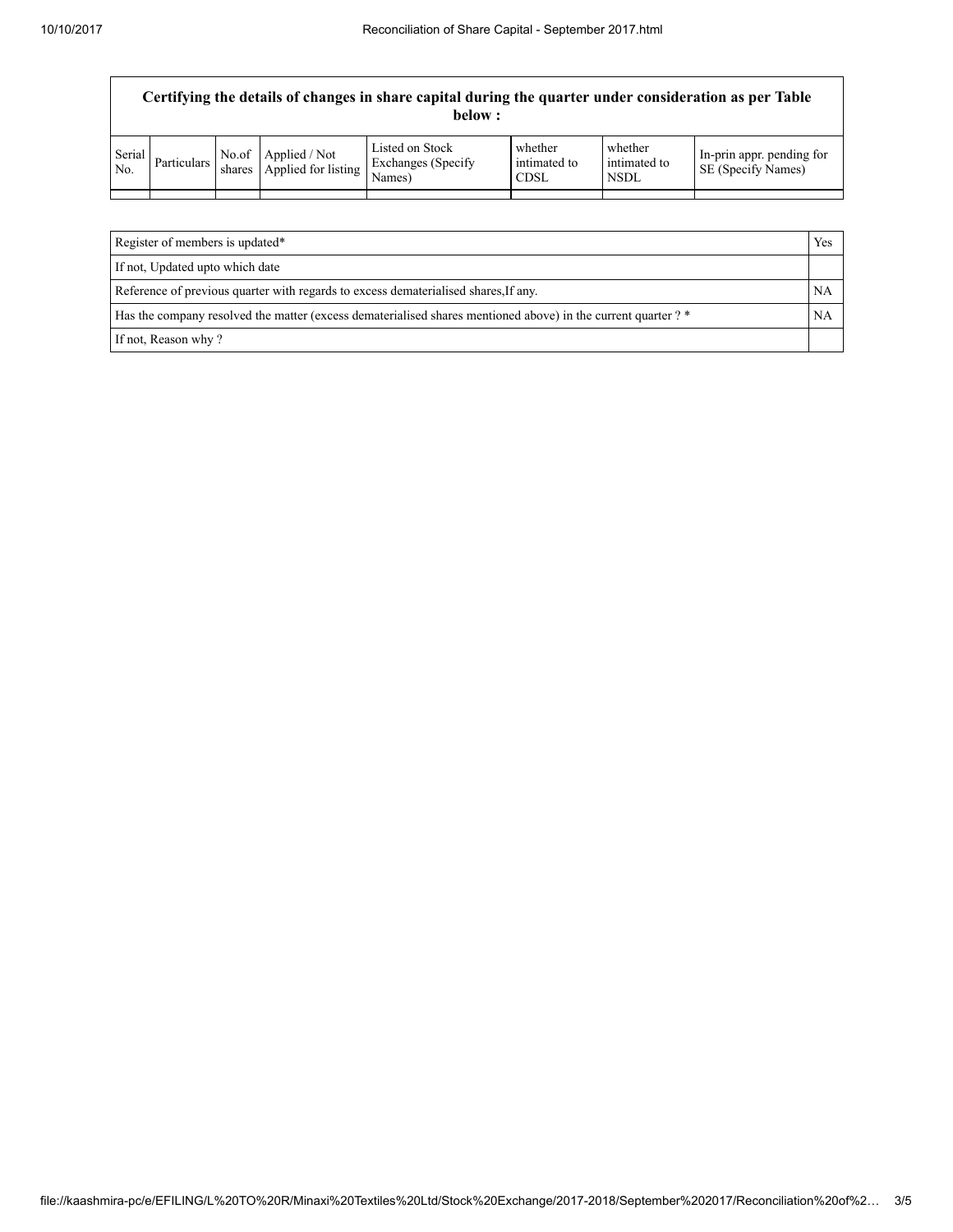**Certifying the details of changes in share capital during the quarter under consideration as per Table below :**

| Serial No. | Particulars | No.of shares | Applied / Not Applied for listing | Listed on Stock Exchanges (Specify Names) | whether intimated to CDSL | whether intimated to NSDL | In-prin appr. pending for SE (Specify Names) |
|---|---|---|---|---|---|---|---|
| | | | | | | | |

| | |
|---|---|
| Register of members is updated* | Yes |
| If not, Updated upto which date | |
| Reference of previous quarter with regards to excess dematerialised shares,If any. | NA |
| Has the company resolved the matter (excess dematerialised shares mentioned above) in the current quarter ? * | NA |
| If not, Reason why ? | |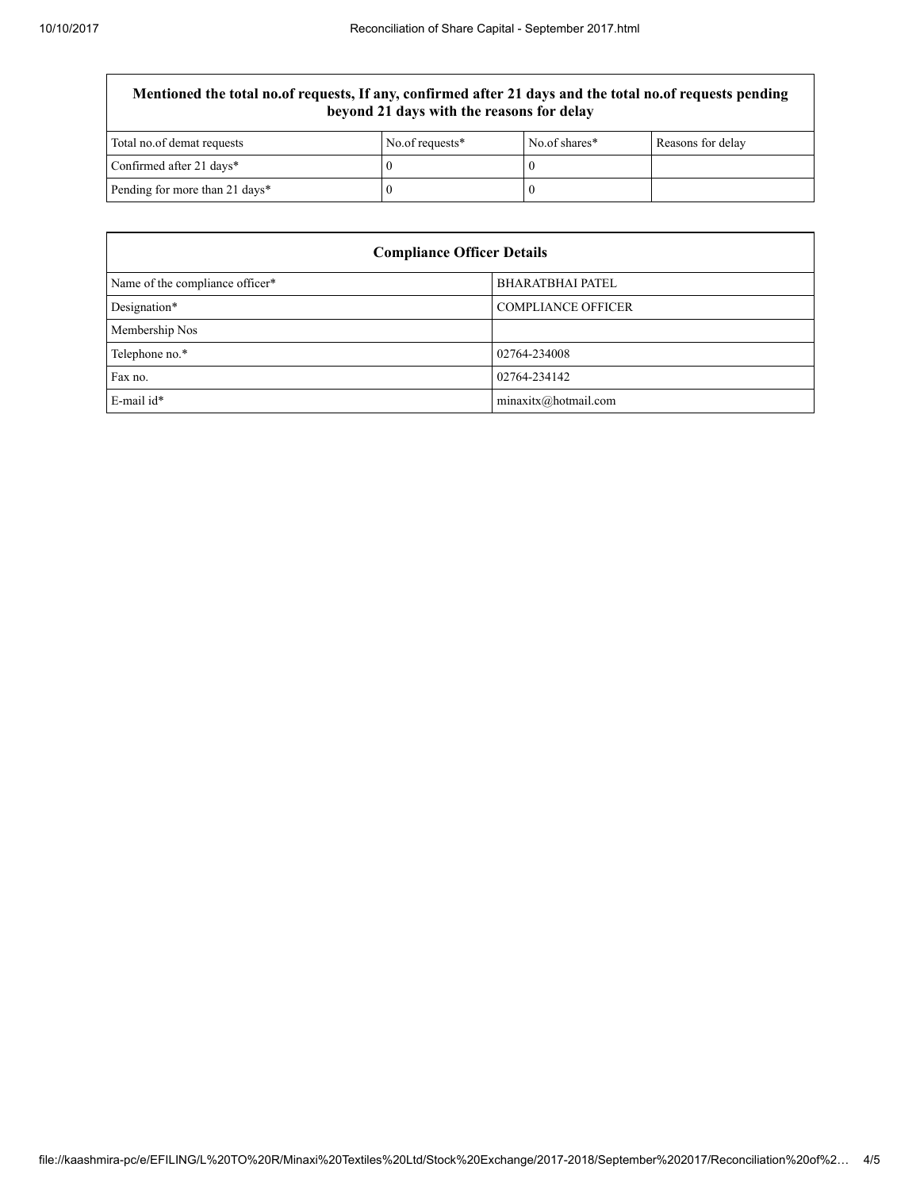| Mentioned the total no.of requests, If any, confirmed after 21 days and the total no.of requests pending beyond 21 days with the reasons for delay | | | |
|---|---|---|---|
| Total no.of demat requests | No.of requests* | No.of shares* | Reasons for delay |
| Confirmed after 21 days* | 0 | 0 | |
| Pending for more than 21 days* | 0 | 0 | |

| Compliance Officer Details | |
|---|---|
| Name of the compliance officer* | BHARATBHAI PATEL |
| Designation* | COMPLIANCE OFFICER |
| Membership Nos | |
| Telephone no.* | 02764-234008 |
| Fax no. | 02764-234142 |
| E-mail id* | minaxitx@hotmail.com |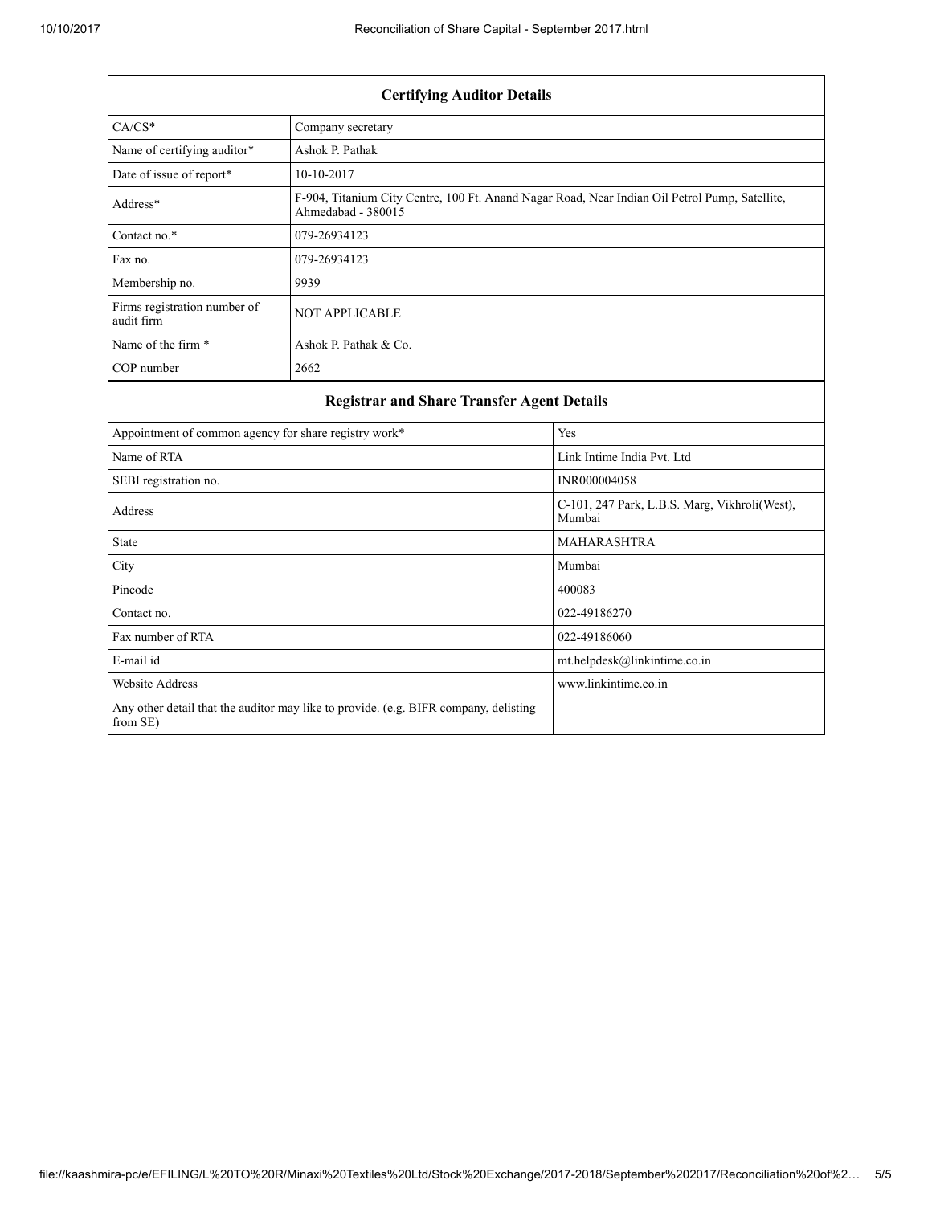## Certifying Auditor Details

| | |
|---|---|
| CA/CS* | Company secretary |
| Name of certifying auditor* | Ashok P. Pathak |
| Date of issue of report* | 10-10-2017 |
| Address* | F-904, Titanium City Centre, 100 Ft. Anand Nagar Road, Near Indian Oil Petrol Pump, Satellite, Ahmedabad - 380015 |
| Contact no.* | 079-26934123 |
| Fax no. | 079-26934123 |
| Membership no. | 9939 |
| Firms registration number of audit firm | NOT APPLICABLE |
| Name of the firm * | Ashok P. Pathak & Co. |
| COP number | 2662 |

## Registrar and Share Transfer Agent Details

| | |
|---|---|
| Appointment of common agency for share registry work* | Yes |
| Name of RTA | Link Intime India Pvt. Ltd |
| SEBI registration no. | INR000004058 |
| Address | C-101, 247 Park, L.B.S. Marg, Vikhroli(West), Mumbai |
| State | MAHARASHTRA |
| City | Mumbai |
| Pincode | 400083 |
| Contact no. | 022-49186270 |
| Fax number of RTA | 022-49186060 |
| E-mail id | mt.helpdesk@linkintime.co.in |
| Website Address | www.linkintime.co.in |
| Any other detail that the auditor may like to provide. (e.g. BIFR company, delisting from SE) | |